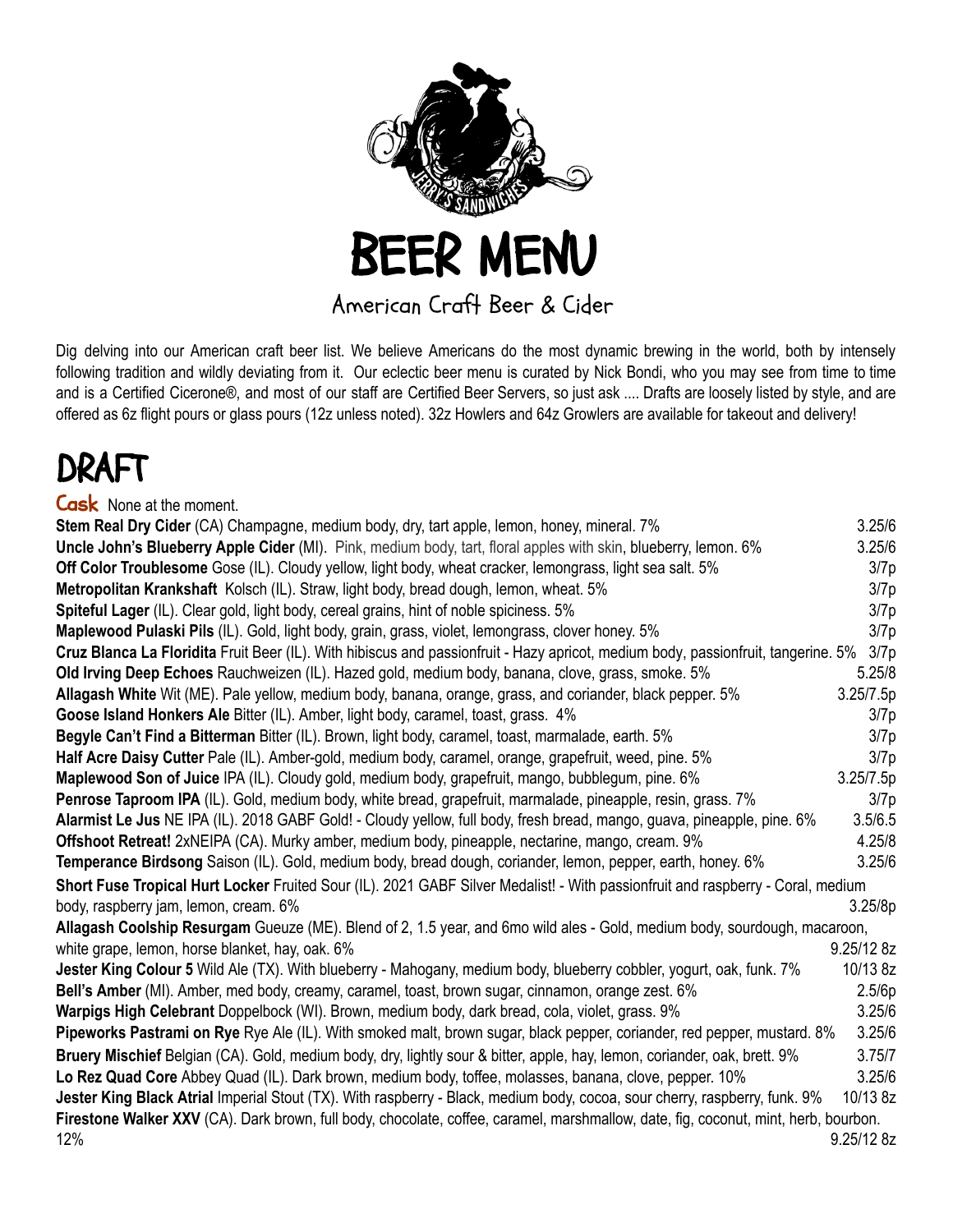# BEER MENU

## American Craft Beer & Cider

Dig delving into our American craft beer list. We believe Americans do the most dynamic brewing in the world, both by intensely following tradition and wildly deviating from it. Our eclectic beer menu is curated by Nick Bondi, who you may see from time to time and is a Certified Cicerone®, and most of our staff are Certified Beer Servers, so just ask .... Drafts are loosely listed by style, and are offered as 6z flight pours or glass pours (12z unless noted). 32z Howlers and 64z Growlers are available for takeout and delivery!

# DRAFT

**Cask** None at the moment.

| Beer | Price |
|---|---|
| **Stem Real Dry Cider** (CA) Champagne, medium body, dry, tart apple, lemon, honey, mineral. 7% | 3.25/6 |
| **Uncle John's Blueberry Apple Cider** (MI). Pink, medium body, tart, floral apples with skin, blueberry, lemon. 6% | 3.25/6 |
| **Off Color Troublesome** Gose (IL). Cloudy yellow, light body, wheat cracker, lemongrass, light sea salt. 5% | 3/7p |
| **Metropolitan Krankshaft** Kolsch (IL). Straw, light body, bread dough, lemon, wheat. 5% | 3/7p |
| **Spiteful Lager** (IL). Clear gold, light body, cereal grains, hint of noble spiciness. 5% | 3/7p |
| **Maplewood Pulaski Pils** (IL). Gold, light body, grain, grass, violet, lemongrass, clover honey. 5% | 3/7p |
| **Cruz Blanca La Floridita** Fruit Beer (IL). With hibiscus and passionfruit - Hazy apricot, medium body, passionfruit, tangerine. 5% | 3/7p |
| **Old Irving Deep Echoes** Rauchweizen (IL). Hazed gold, medium body, banana, clove, grass, smoke. 5% | 5.25/8 |
| **Allagash White** Wit (ME). Pale yellow, medium body, banana, orange, grass, and coriander, black pepper. 5% | 3.25/7.5p |
| **Goose Island Honkers Ale** Bitter (IL). Amber, light body, caramel, toast, grass. 4% | 3/7p |
| **Begyle Can't Find a Bitterman** Bitter (IL). Brown, light body, caramel, toast, marmalade, earth. 5% | 3/7p |
| **Half Acre Daisy Cutter** Pale (IL). Amber-gold, medium body, caramel, orange, grapefruit, weed, pine. 5% | 3/7p |
| **Maplewood Son of Juice** IPA (IL). Cloudy gold, medium body, grapefruit, mango, bubblegum, pine. 6% | 3.25/7.5p |
| **Penrose Taproom IPA** (IL). Gold, medium body, white bread, grapefruit, marmalade, pineapple, resin, grass. 7% | 3/7p |
| **Alarmist Le Jus** NE IPA (IL). 2018 GABF Gold! - Cloudy yellow, full body, fresh bread, mango, guava, pineapple, pine. 6% | 3.5/6.5 |
| **Offshoot Retreat!** 2xNEIPA (CA). Murky amber, medium body, pineapple, nectarine, mango, cream. 9% | 4.25/8 |
| **Temperance Birdsong** Saison (IL). Gold, medium body, bread dough, coriander, lemon, pepper, earth, honey. 6% | 3.25/6 |
| **Short Fuse Tropical Hurt Locker** Fruited Sour (IL). 2021 GABF Silver Medalist! - With passionfruit and raspberry - Coral, medium body, raspberry jam, lemon, cream. 6% | 3.25/8p |
| **Allagash Coolship Resurgam** Gueuze (ME). Blend of 2, 1.5 year, and 6mo wild ales - Gold, medium body, sourdough, macaroon, white grape, lemon, horse blanket, hay, oak. 6% | 9.25/12 8z |
| **Jester King Colour 5** Wild Ale (TX). With blueberry - Mahogany, medium body, blueberry cobbler, yogurt, oak, funk. 7% | 10/13 8z |
| **Bell's Amber** (MI). Amber, med body, creamy, caramel, toast, brown sugar, cinnamon, orange zest. 6% | 2.5/6p |
| **Warpigs High Celebrant** Doppelbock (WI). Brown, medium body, dark bread, cola, violet, grass. 9% | 3.25/6 |
| **Pipeworks Pastrami on Rye** Rye Ale (IL). With smoked malt, brown sugar, black pepper, coriander, red pepper, mustard. 8% | 3.25/6 |
| **Bruery Mischief** Belgian (CA). Gold, medium body, dry, lightly sour & bitter, apple, hay, lemon, coriander, oak, brett. 9% | 3.75/7 |
| **Lo Rez Quad Core** Abbey Quad (IL). Dark brown, medium body, toffee, molasses, banana, clove, pepper. 10% | 3.25/6 |
| **Jester King Black Atrial** Imperial Stout (TX). With raspberry - Black, medium body, cocoa, sour cherry, raspberry, funk. 9% | 10/13 8z |
| **Firestone Walker XXV** (CA). Dark brown, full body, chocolate, coffee, caramel, marshmallow, date, fig, coconut, mint, herb, bourbon. 12% | 9.25/12 8z |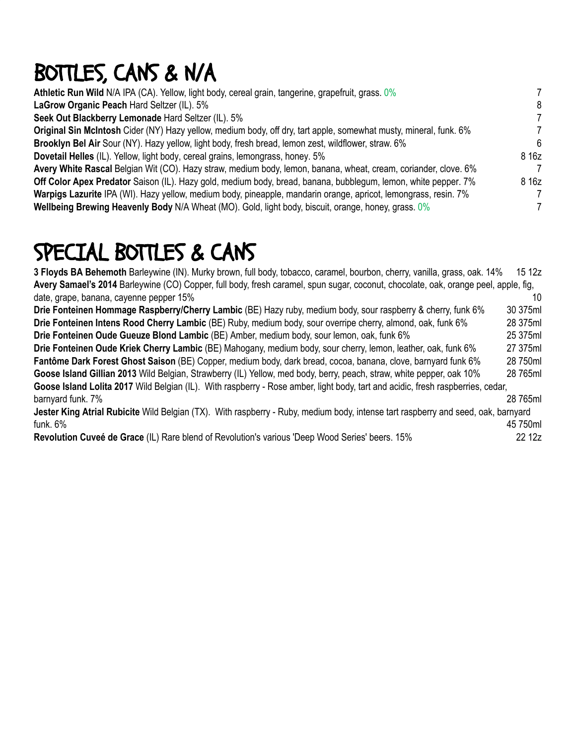# BOTTLES, CANS & N/A

| | |
|---|---|
| **Athletic Run Wild** N/A IPA (CA). Yellow, light body, cereal grain, tangerine, grapefruit, grass. 0% | 7 |
| **LaGrow Organic Peach** Hard Seltzer (IL). 5% | 8 |
| **Seek Out Blackberry Lemonade** Hard Seltzer (IL). 5% | 7 |
| **Original Sin McIntosh** Cider (NY) Hazy yellow, medium body, off dry, tart apple, somewhat musty, mineral, funk. 6% | 7 |
| **Brooklyn Bel Air** Sour (NY). Hazy yellow, light body, fresh bread, lemon zest, wildflower, straw. 6% | 6 |
| **Dovetail Helles** (IL). Yellow, light body, cereal grains, lemongrass, honey. 5% | 8 16z |
| **Avery White Rascal** Belgian Wit (CO). Hazy straw, medium body, lemon, banana, wheat, cream, coriander, clove. 6% | 7 |
| **Off Color Apex Predator** Saison (IL). Hazy gold, medium body, bread, banana, bubblegum, lemon, white pepper. 7% | 8 16z |
| **Warpigs Lazurite** IPA (WI). Hazy yellow, medium body, pineapple, mandarin orange, apricot, lemongrass, resin. 7% | 7 |
| **Wellbeing Brewing Heavenly Body** N/A Wheat (MO). Gold, light body, biscuit, orange, honey, grass. 0% | 7 |

# SPECIAL BOTTLES & CANS

| | |
|---|---|
| **3 Floyds BA Behemoth** Barleywine (IN). Murky brown, full body, tobacco, caramel, bourbon, cherry, vanilla, grass, oak. 14% | 15 12z |
| **Avery Samael's 2014** Barleywine (CO) Copper, full body, fresh caramel, spun sugar, coconut, chocolate, oak, orange peel, apple, fig, date, grape, banana, cayenne pepper 15% | 10 |
| **Drie Fonteinen Hommage Raspberry/Cherry Lambic** (BE) Hazy ruby, medium body, sour raspberry & cherry, funk 6% | 30 375ml |
| **Drie Fonteinen Intens Rood Cherry Lambic** (BE) Ruby, medium body, sour overripe cherry, almond, oak, funk 6% | 28 375ml |
| **Drie Fonteinen Oude Gueuze Blond Lambic** (BE) Amber, medium body, sour lemon, oak, funk 6% | 25 375ml |
| **Drie Fonteinen Oude Kriek Cherry Lambic** (BE) Mahogany, medium body, sour cherry, lemon, leather, oak, funk 6% | 27 375ml |
| **Fantôme Dark Forest Ghost Saison** (BE) Copper, medium body, dark bread, cocoa, banana, clove, barnyard funk 6% | 28 750ml |
| **Goose Island Gillian 2013** Wild Belgian, Strawberry (IL) Yellow, med body, berry, peach, straw, white pepper, oak 10% | 28 765ml |
| **Goose Island Lolita 2017** Wild Belgian (IL). With raspberry - Rose amber, light body, tart and acidic, fresh raspberries, cedar, barnyard funk. 7% | 28 765ml |
| **Jester King Atrial Rubicite** Wild Belgian (TX). With raspberry - Ruby, medium body, intense tart raspberry and seed, oak, barnyard funk. 6% | 45 750ml |
| **Revolution Cuveé de Grace** (IL) Rare blend of Revolution's various 'Deep Wood Series' beers. 15% | 22 12z |